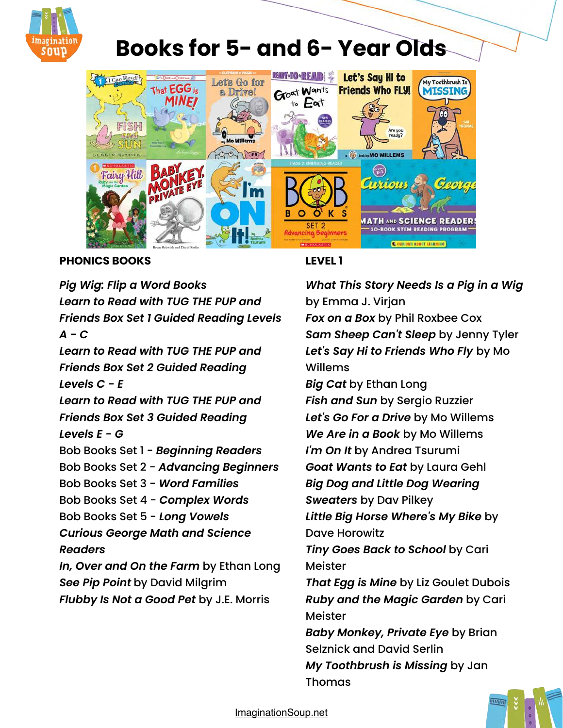# Books for 5- and 6- Year Olds

## PHONICS BOOKS

***Pig Wig: Flip a Word Books***

***Learn to Read with TUG THE PUP and Friends Box Set 1 Guided Reading Levels A - C***

***Learn to Read with TUG THE PUP and Friends Box Set 2 Guided Reading Levels C - E***

***Learn to Read with TUG THE PUP and Friends Box Set 3 Guided Reading Levels E - G***

Bob Books Set 1 - ***Beginning Readers***

Bob Books Set 2 - ***Advancing Beginners***

Bob Books Set 3 - ***Word Families***

Bob Books Set 4 - ***Complex Words***

Bob Books Set 5 - ***Long Vowels***

***Curious George Math and Science Readers***

***In, Over and On the Farm*** by Ethan Long

***See Pip Point*** by David Milgrim

***Flubby Is Not a Good Pet*** by J.E. Morris

## LEVEL 1

***What This Story Needs Is a Pig in a Wig*** by Emma J. Virjan

***Fox on a Box*** by Phil Roxbee Cox

***Sam Sheep Can't Sleep*** by Jenny Tyler

***Let's Say Hi to Friends Who Fly*** by Mo Willems

***Big Cat*** by Ethan Long

***Fish and Sun*** by Sergio Ruzzier

***Let's Go For a Drive*** by Mo Willems

***We Are in a Book*** by Mo Willems

***I'm On It*** by Andrea Tsurumi

***Goat Wants to Eat*** by Laura Gehl

***Big Dog and Little Dog Wearing Sweaters*** by Dav Pilkey

***Little Big Horse Where's My Bike*** by Dave Horowitz

***Tiny Goes Back to School*** by Cari Meister

***That Egg is Mine*** by Liz Goulet Dubois

***Ruby and the Magic Garden*** by Cari Meister

***Baby Monkey, Private Eye*** by Brian Selznick and David Serlin

***My Toothbrush is Missing*** by Jan Thomas

ImaginationSoup.net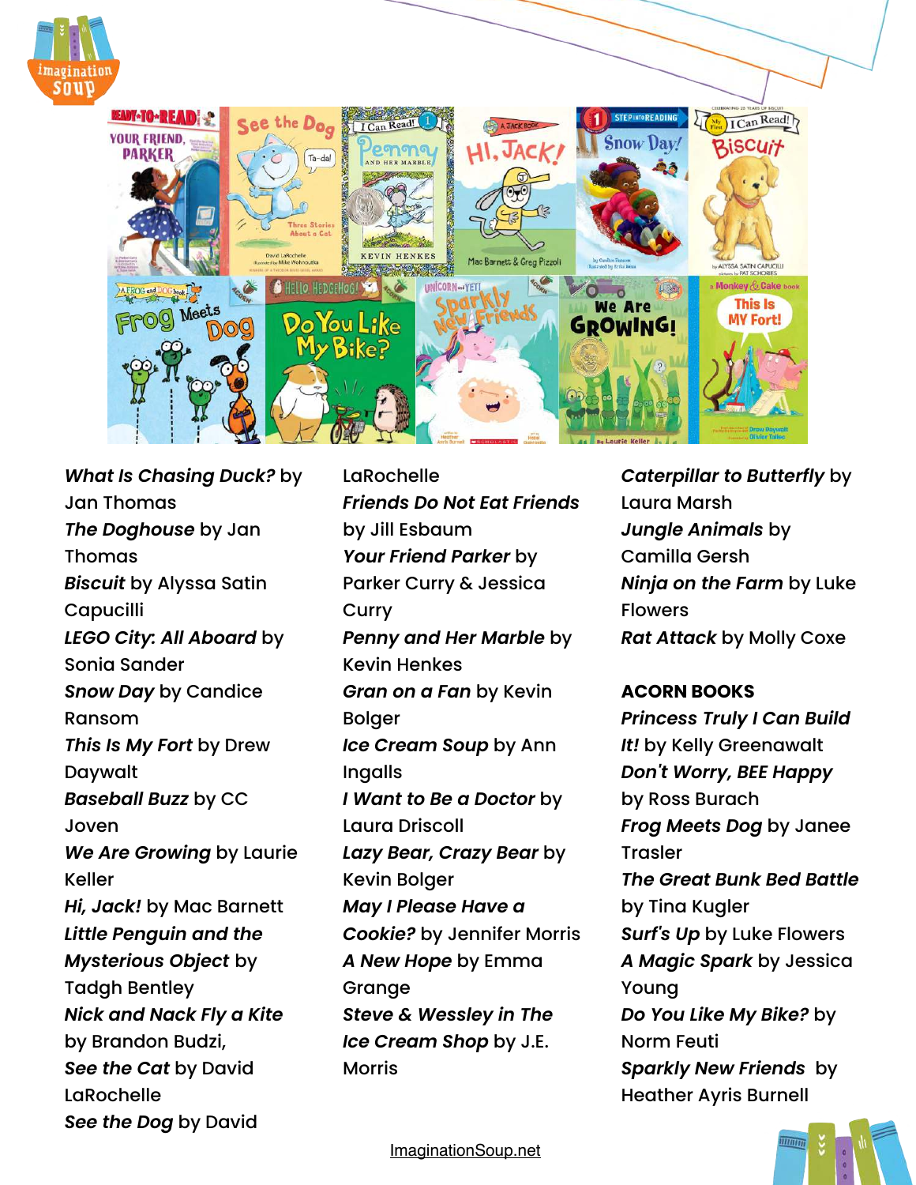***What Is Chasing Duck?*** by Jan Thomas

***The Doghouse*** by Jan Thomas

***Biscuit*** by Alyssa Satin Capucilli

***LEGO City: All Aboard*** by Sonia Sander

***Snow Day*** by Candice Ransom

***This Is My Fort*** by Drew Daywalt

***Baseball Buzz*** by CC Joven

***We Are Growing*** by Laurie Keller

***Hi, Jack!*** by Mac Barnett

***Little Penguin and the Mysterious Object*** by Tadgh Bentley

***Nick and Nack Fly a Kite*** by Brandon Budzi,

***See the Cat*** by David LaRochelle

***See the Dog*** by David LaRochelle

***Friends Do Not Eat Friends*** by Jill Esbaum

***Your Friend Parker*** by Parker Curry & Jessica Curry

***Penny and Her Marble*** by Kevin Henkes

***Gran on a Fan*** by Kevin Bolger

***Ice Cream Soup*** by Ann Ingalls

***I Want to Be a Doctor*** by Laura Driscoll

***Lazy Bear, Crazy Bear*** by Kevin Bolger

***May I Please Have a Cookie?*** by Jennifer Morris

***A New Hope*** by Emma Grange

***Steve & Wessley in The Ice Cream Shop*** by J.E. Morris

***Caterpillar to Butterfly*** by Laura Marsh

***Jungle Animals*** by Camilla Gersh

***Ninja on the Farm*** by Luke Flowers

***Rat Attack*** by Molly Coxe

**ACORN BOOKS**

***Princess Truly I Can Build It!*** by Kelly Greenawalt

***Don't Worry, BEE Happy*** by Ross Burach

***Frog Meets Dog*** by Janee Trasler

***The Great Bunk Bed Battle*** by Tina Kugler

***Surf's Up*** by Luke Flowers

***A Magic Spark*** by Jessica Young

***Do You Like My Bike?*** by Norm Feuti

***Sparkly New Friends*** by Heather Ayris Burnell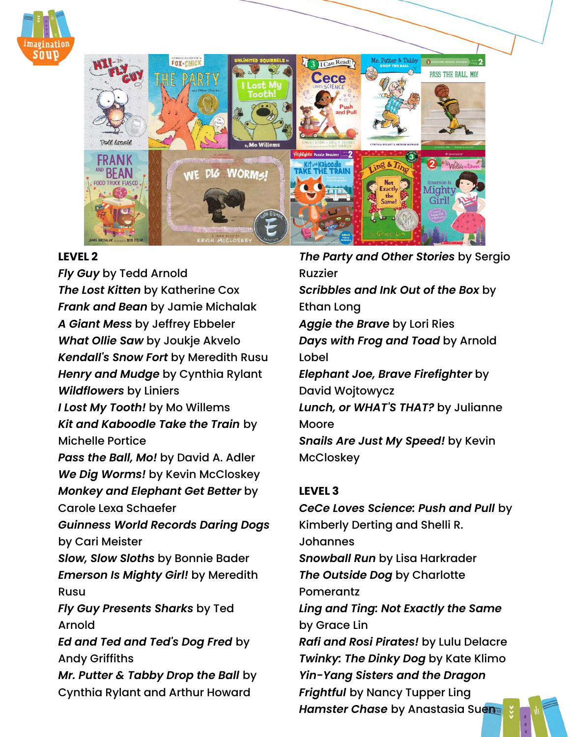## LEVEL 2

***Fly Guy*** by Tedd Arnold
***The Lost Kitten*** by Katherine Cox
***Frank and Bean*** by Jamie Michalak
***A Giant Mess*** by Jeffrey Ebbeler
***What Ollie Saw*** by Joukje Akvelo
***Kendall's Snow Fort*** by Meredith Rusu
***Henry and Mudge*** by Cynthia Rylant
***Wildflowers*** by Liniers
***I Lost My Tooth!*** by Mo Willems
***Kit and Kaboodle Take the Train*** by Michelle Portice
***Pass the Ball, Mo!*** by David A. Adler
***We Dig Worms!*** by Kevin McCloskey
***Monkey and Elephant Get Better*** by Carole Lexa Schaefer
***Guinness World Records Daring Dogs*** by Cari Meister
***Slow, Slow Sloths*** by Bonnie Bader
***Emerson Is Mighty Girl!*** by Meredith Rusu
***Fly Guy Presents Sharks*** by Ted Arnold
***Ed and Ted and Ted's Dog Fred*** by Andy Griffiths
***Mr. Putter & Tabby Drop the Ball*** by Cynthia Rylant and Arthur Howard
***The Party and Other Stories*** by Sergio Ruzzier
***Scribbles and Ink Out of the Box*** by Ethan Long
***Aggie the Brave*** by Lori Ries
***Days with Frog and Toad*** by Arnold Lobel
***Elephant Joe, Brave Firefighter*** by David Wojtowycz
***Lunch, or WHAT'S THAT?*** by Julianne Moore
***Snails Are Just My Speed!*** by Kevin McCloskey

## LEVEL 3

***CeCe Loves Science: Push and Pull*** by Kimberly Derting and Shelli R. Johannes
***Snowball Run*** by Lisa Harkrader
***The Outside Dog*** by Charlotte Pomerantz
***Ling and Ting: Not Exactly the Same*** by Grace Lin
***Rafi and Rosi Pirates!*** by Lulu Delacre
***Twinky: The Dinky Dog*** by Kate Klimo
***Yin-Yang Sisters and the Dragon Frightful*** by Nancy Tupper Ling
***Hamster Chase*** by Anastasia Suen